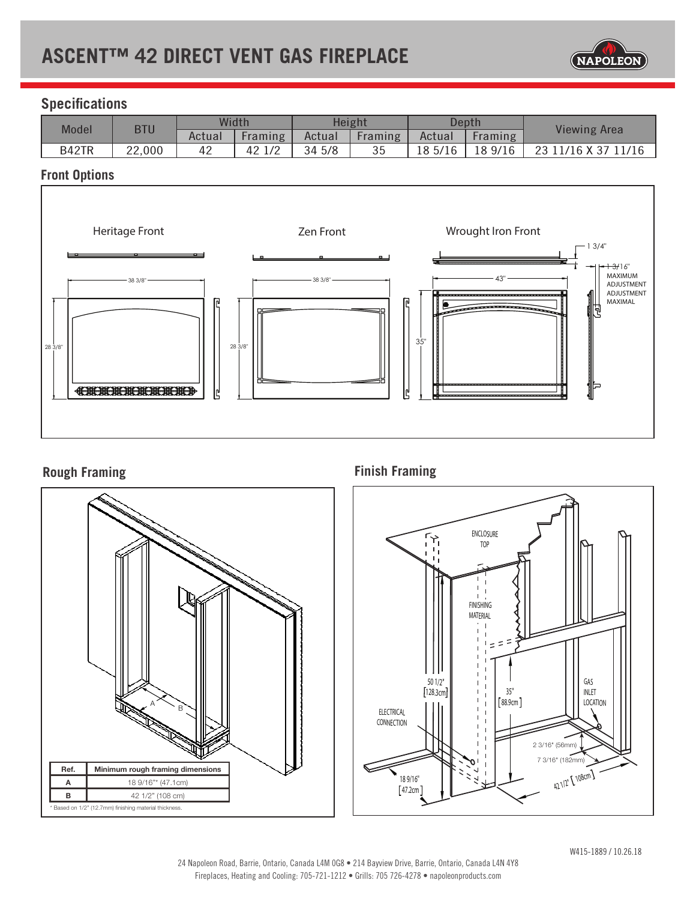# ASCENT™ 42 DIRECT VENT GAS FIREPLACE

## Specifications

| Model | BTU | Width | | Height | | Depth | | Viewing Area |
|---|---|---|---|---|---|---|---|---|
| | | Actual | Framing | Actual | Framing | Actual | Framing | |
| B42TR | 22,000 | 42 | 42 1/2 | 34 5/8 | 35 | 18 5/16 | 18 9/16 | 23 11/16 X 37 11/16 |

## Front Options

Heritage Front

38 3/8"

28 3/8"

Zen Front

38 3/8"

28 3/8"

Wrought Iron Front

43"

35"

1 3/4"

1 3/16" MAXIMUM ADJUSTMENT ADJUSTMENT MAXIMAL

## Rough Framing

| Ref. | Minimum rough framing dimensions |
|---|---|
| A | 18 9/16"* (47.1cm) |
| B | 42 1/2" (108 cm) |

* Based on 1/2" (12.7mm) finishing material thickness.

## Finish Framing

ENCLOSURE TOP

FINISHING MATERIAL

50 1/2" [128.3cm]

35" [88.9cm]

ELECTRICAL CONNECTION

GAS INLET LOCATION

2 3/16" (56mm)

7 3/16" (182mm)

18 9/16" [47.2cm]

42 1/2" [108cm]

W415-1889 / 10.26.18

24 Napoleon Road, Barrie, Ontario, Canada L4M 0G8 • 214 Bayview Drive, Barrie, Ontario, Canada L4N 4Y8
Fireplaces, Heating and Cooling: 705-721-1212 • Grills: 705 726-4278 • napoleonproducts.com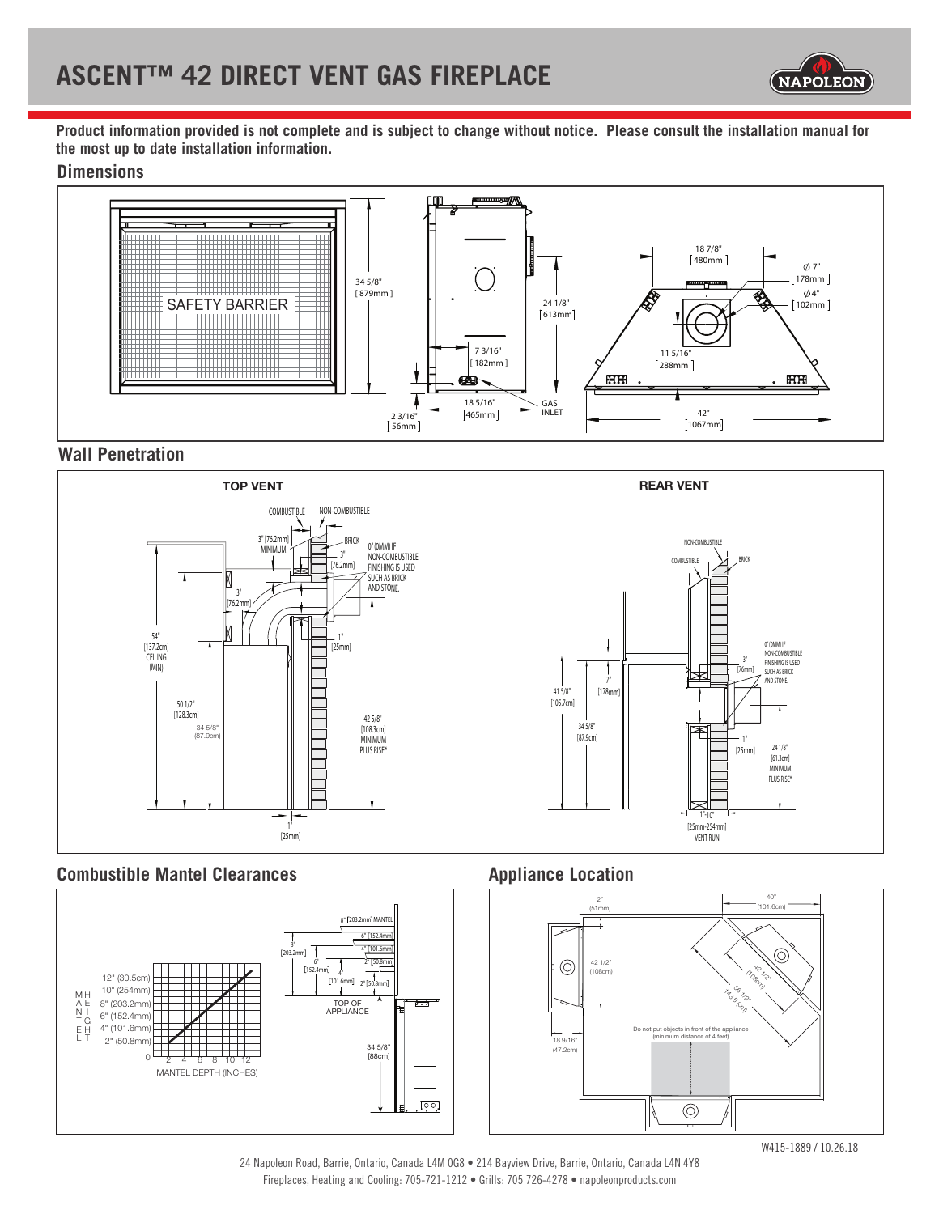# ASCENT™ 42 DIRECT VENT GAS FIREPLACE

**Product information provided is not complete and is subject to change without notice. Please consult the installation manual for the most up to date installation information.**

## Dimensions

SAFETY BARRIER

34 5/8" [879mm]

24 1/8" [613mm]

7 3/16" [182mm]

18 5/16" [465mm]

2 3/16" [56mm]

GAS INLET

18 7/8" [480mm]

∅ 7" [178mm]

∅ 4" [102mm]

11 5/16" [288mm]

42" [1067mm]

## Wall Penetration

**TOP VENT**

COMBUSTIBLE

NON-COMBUSTIBLE

3" [76.2mm] MINIMUM

BRICK

3" [76.2mm]

0" (0MM) IF NON-COMBUSTIBLE FINISHING IS USED SUCH AS BRICK AND STONE.

3" [76.2mm]

1" [25mm]

54" [137.2cm] CEILING (MIN)

50 1/2" [128.3cm]

34 5/8" (87.9cm)

42 5/8" [108.3cm] MINIMUM PLUS RISE*

1" [25mm]

**REAR VENT**

NON-COMBUSTIBLE

COMBUSTIBLE

BRICK

0" (0MM) IF NON-COMBUSTIBLE FINISHING IS USED SUCH AS BRICK AND STONE.

3" [76mm]

7" [178mm]

41 5/8" [105.7cm]

34 5/8" [87.9cm]

1" [25mm]

24 1/8" [61.3cm] MINIMUM PLUS RISE*

1"-10" [25mm-254mm] VENT RUN

## Combustible Mantel Clearances

MANTEL HEIGHT: 12" (30.5cm), 10" (254mm), 8" (203.2mm), 6" (152.4mm), 4" (101.6mm), 2" (50.8mm), 0

MANTEL DEPTH (INCHES): 2, 4, 6, 8, 10, 12

8" [203.2mm] MANTEL

6" [152.4mm]

4" [101.6mm]

2" [50.8mm]

8" [203.2mm]

6" [152.4mm]

4" [101.6mm]

2" [50.8mm]

TOP OF APPLIANCE

34 5/8" [88cm]

## Appliance Location

2" (51mm)

40" (101.6cm)

42 1/2" (108cm)

42 1/2" (108cm)

56 1/2" (143.5 cm)

Do not put objects in front of the appliance (minimum distance of 4 feet)

18 9/16" (47.2cm)

W415-1889 / 10.26.18

24 Napoleon Road, Barrie, Ontario, Canada L4M 0G8 • 214 Bayview Drive, Barrie, Ontario, Canada L4N 4Y8
Fireplaces, Heating and Cooling: 705-721-1212 • Grills: 705 726-4278 • napoleonproducts.com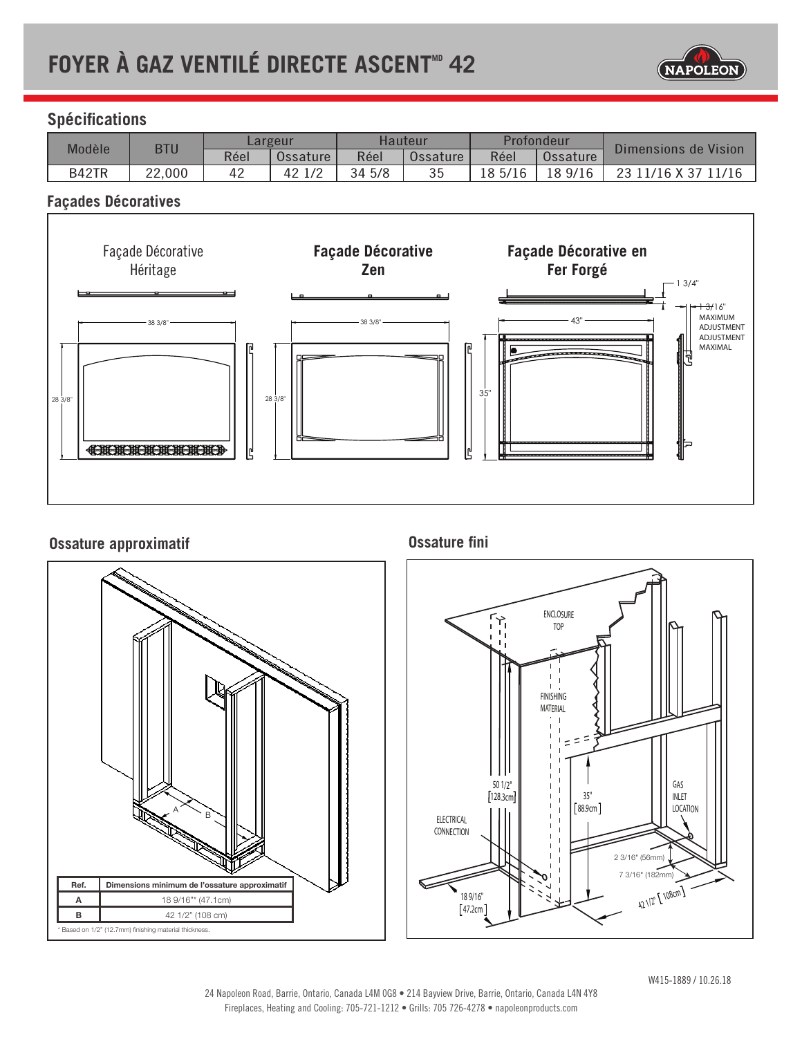# FOYER À GAZ VENTILÉ DIRECTE ASCENT^MD 42

## Spécifications

| Modèle | BTU | Largeur | | Hauteur | | Profondeur | | Dimensions de Vision |
|---|---|---|---|---|---|---|---|---|
| | | Réel | Ossature | Réel | Ossature | Réel | Ossature | |
| B42TR | 22,000 | 42 | 42 1/2 | 34 5/8 | 35 | 18 5/16 | 18 9/16 | 23 11/16 X 37 11/16 |

## Façades Décoratives

Façade Décorative Héritage

38 3/8"

28 3/8"

**Façade Décorative Zen**

38 3/8"

28 3/8"

**Façade Décorative en Fer Forgé**

43"

35"

1 3/4"

1 3/16" MAXIMUM ADJUSTMENT ADJUSTMENT MAXIMAL

## Ossature approximatif

| Ref. | Dimensions minimum de l'ossature approximatif |
|---|---|
| A | 18 9/16"* (47.1cm) |
| B | 42 1/2" (108 cm) |

\* Based on 1/2" (12.7mm) finishing material thickness.

## Ossature fini

ENCLOSURE TOP

FINISHING MATERIAL

50 1/2" [128.3cm]

35" [88.9cm]

ELECTRICAL CONNECTION

GAS INLET LOCATION

2 3/16" (56mm)

7 3/16" (182mm)

42 1/2" [108cm]

18 9/16" [47.2cm]

W415-1889 / 10.26.18

24 Napoleon Road, Barrie, Ontario, Canada L4M 0G8 • 214 Bayview Drive, Barrie, Ontario, Canada L4N 4Y8

Fireplaces, Heating and Cooling: 705-721-1212 • Grills: 705 726-4278 • napoleonproducts.com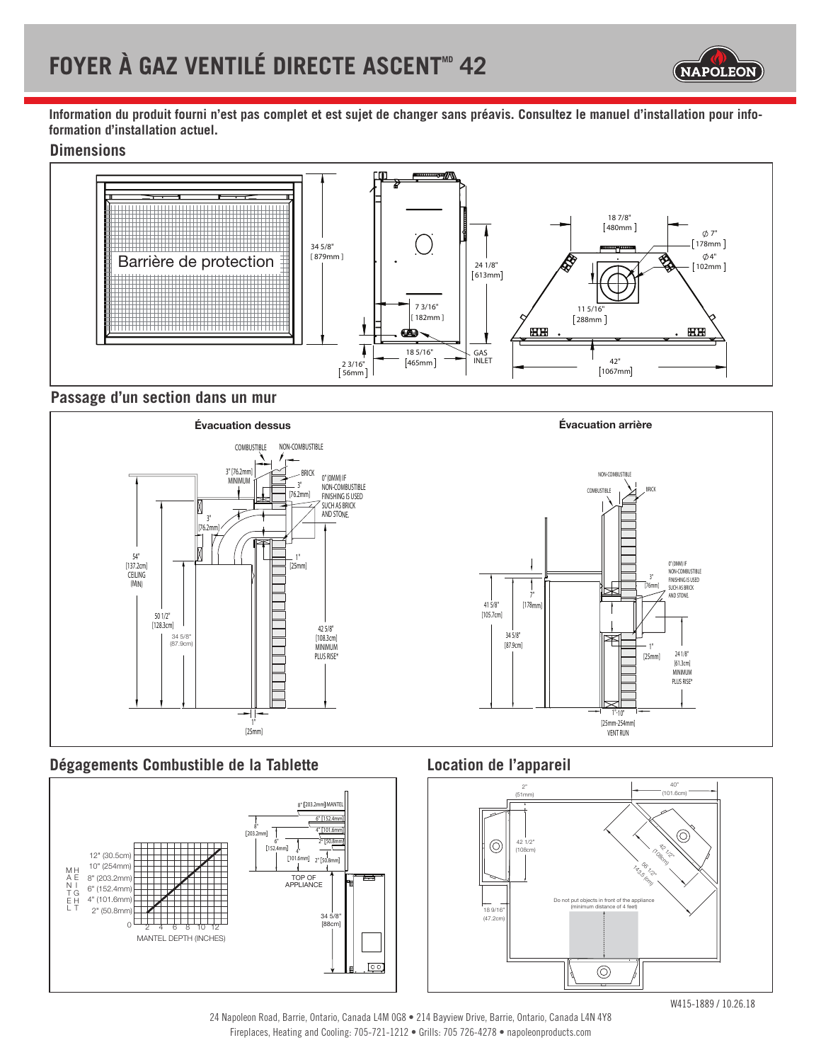# FOYER À GAZ VENTILÉ DIRECTE ASCENT[MD] 42

**Information du produit fourni n'est pas complet et est sujet de changer sans préavis. Consultez le manuel d'installation pour information d'installation actuel.**

## Dimensions

Barrière de protection

34 5/8" [879mm]

24 1/8" [613mm]

7 3/16" [182mm]

18 5/16" [465mm]

2 3/16" [56mm]

GAS INLET

18 7/8" [480mm]

Ø 7" [178mm]

Ø 4" [102mm]

11 5/16" [288mm]

42" [1067mm]

## Passage d'un section dans un mur

### Évacuation dessus

COMBUSTIBLE

NON-COMBUSTIBLE

3" [76.2mm] MINIMUM

BRICK

3" [76.2mm]

0" (0MM) IF NON-COMBUSTIBLE FINISHING IS USED SUCH AS BRICK AND STONE.

3" [76.2mm]

1" [25mm]

54" [137.2cm] CEILING (MIN)

50 1/2" [128.3cm]

34 5/8" (87.9cm)

42 5/8" [108.3cm] MINIMUM PLUS RISE*

1" [25mm]

### Évacuation arrière

NON-COMBUSTIBLE

COMBUSTIBLE

BRICK

0" (0MM) IF NON-COMBUSTIBLE FINISHING IS USED SUCH AS BRICK AND STONE.

3" [76mm]

7" [178mm]

41 5/8" [105.7cm]

34 5/8" [87.9cm]

1" [25mm]

24 1/8" [61.3cm] MINIMUM PLUS RISE*

1"-10" [25mm-254mm] VENT RUN

## Dégagements Combustible de la Tablette

MANTEL HEIGHT

12" (30.5cm)

10" (254mm)

8" (203.2mm)

6" (152.4mm)

4" (101.6mm)

2" (50.8mm)

0

2 4 6 8 10 12

MANTEL DEPTH (INCHES)

8" [203.2mm] MANTEL

6" [152.4mm]

4" [101.6mm]

2" [50.8mm]

8" [203.2mm]

6" [152.4mm]

4" [101.6mm]

2" [50.8mm]

TOP OF APPLIANCE

34 5/8" [88cm]

## Location de l'appareil

2" (51mm)

40" (101.6cm)

42 1/2" (108cm)

42 1/2" (108cm)

56 1/2" (143.5 cm)

18 9/16" (47.2cm)

Do not put objects in front of the appliance (minimum distance of 4 feet)

W415-1889 / 10.26.18

24 Napoleon Road, Barrie, Ontario, Canada L4M 0G8 • 214 Bayview Drive, Barrie, Ontario, Canada L4N 4Y8
Fireplaces, Heating and Cooling: 705-721-1212 • Grills: 705 726-4278 • napoleonproducts.com